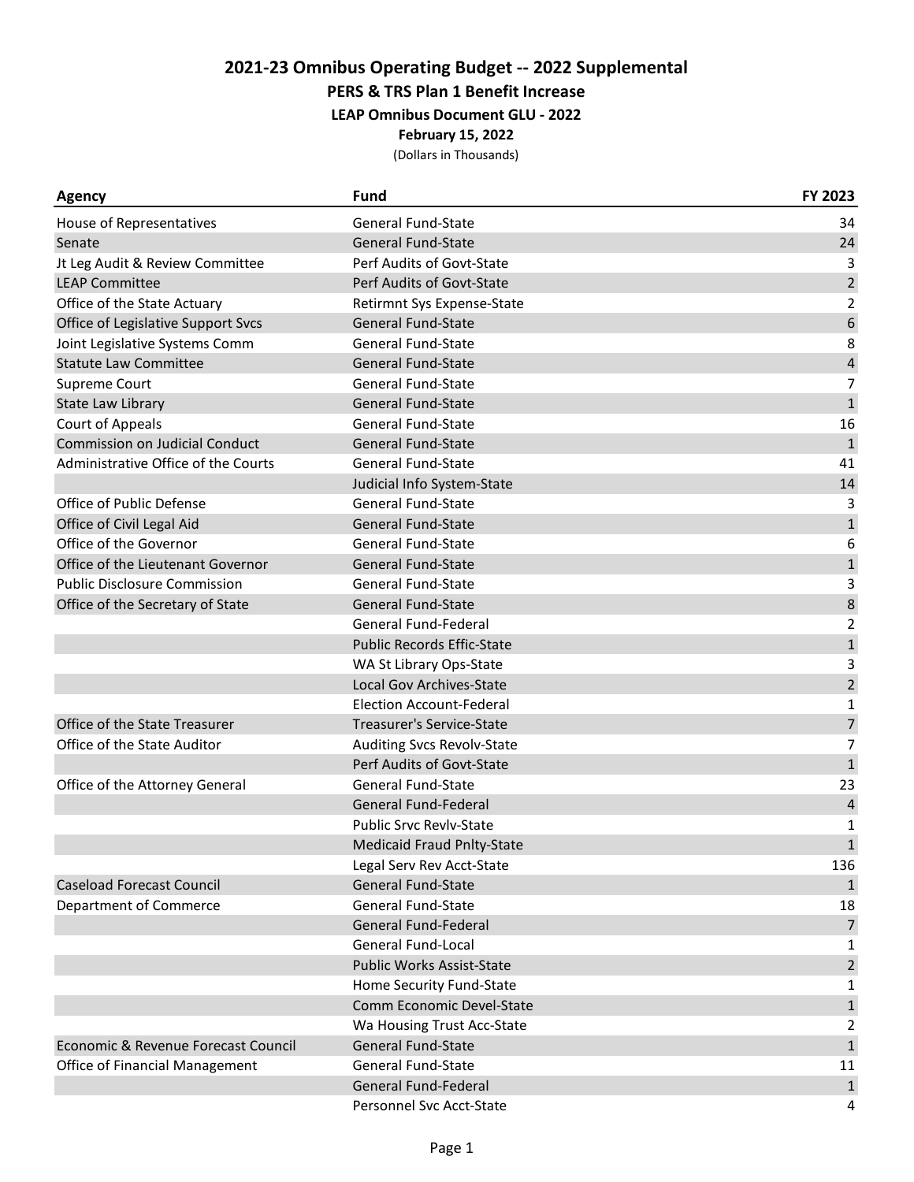# 2021-23 Omnibus Operating Budget -- 2022 Supplemental

## PERS & TRS Plan 1 Benefit Increase

### LEAP Omnibus Document GLU - 2022

**February 15, 2022**

(Dollars in Thousands)

| Agency | Fund | FY 2023 |
|---|---|---|
| House of Representatives | General Fund-State | 34 |
| Senate | General Fund-State | 24 |
| Jt Leg Audit & Review Committee | Perf Audits of Govt-State | 3 |
| LEAP Committee | Perf Audits of Govt-State | 2 |
| Office of the State Actuary | Retirmnt Sys Expense-State | 2 |
| Office of Legislative Support Svcs | General Fund-State | 6 |
| Joint Legislative Systems Comm | General Fund-State | 8 |
| Statute Law Committee | General Fund-State | 4 |
| Supreme Court | General Fund-State | 7 |
| State Law Library | General Fund-State | 1 |
| Court of Appeals | General Fund-State | 16 |
| Commission on Judicial Conduct | General Fund-State | 1 |
| Administrative Office of the Courts | General Fund-State | 41 |
| | Judicial Info System-State | 14 |
| Office of Public Defense | General Fund-State | 3 |
| Office of Civil Legal Aid | General Fund-State | 1 |
| Office of the Governor | General Fund-State | 6 |
| Office of the Lieutenant Governor | General Fund-State | 1 |
| Public Disclosure Commission | General Fund-State | 3 |
| Office of the Secretary of State | General Fund-State | 8 |
| | General Fund-Federal | 2 |
| | Public Records Effic-State | 1 |
| | WA St Library Ops-State | 3 |
| | Local Gov Archives-State | 2 |
| | Election Account-Federal | 1 |
| Office of the State Treasurer | Treasurer's Service-State | 7 |
| Office of the State Auditor | Auditing Svcs Revolv-State | 7 |
| | Perf Audits of Govt-State | 1 |
| Office of the Attorney General | General Fund-State | 23 |
| | General Fund-Federal | 4 |
| | Public Srvc Revlv-State | 1 |
| | Medicaid Fraud Pnlty-State | 1 |
| | Legal Serv Rev Acct-State | 136 |
| Caseload Forecast Council | General Fund-State | 1 |
| Department of Commerce | General Fund-State | 18 |
| | General Fund-Federal | 7 |
| | General Fund-Local | 1 |
| | Public Works Assist-State | 2 |
| | Home Security Fund-State | 1 |
| | Comm Economic Devel-State | 1 |
| | Wa Housing Trust Acc-State | 2 |
| Economic & Revenue Forecast Council | General Fund-State | 1 |
| Office of Financial Management | General Fund-State | 11 |
| | General Fund-Federal | 1 |
| | Personnel Svc Acct-State | 4 |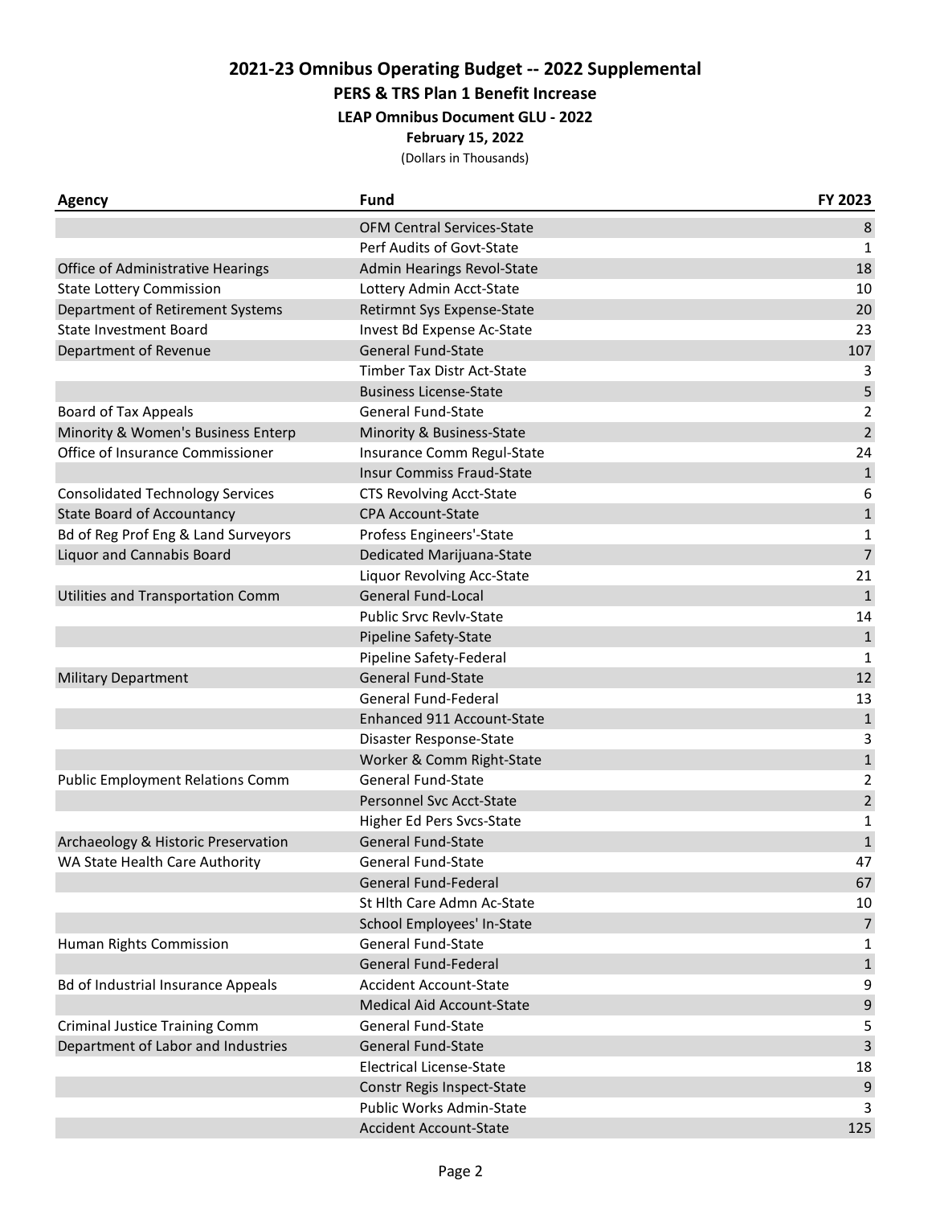## 2021-23 Omnibus Operating Budget -- 2022 Supplemental

### PERS & TRS Plan 1 Benefit Increase

#### LEAP Omnibus Document GLU - 2022

**February 15, 2022**

(Dollars in Thousands)

| Agency | Fund | FY 2023 |
|---|---|---|
| | OFM Central Services-State | 8 |
| | Perf Audits of Govt-State | 1 |
| Office of Administrative Hearings | Admin Hearings Revol-State | 18 |
| State Lottery Commission | Lottery Admin Acct-State | 10 |
| Department of Retirement Systems | Retirmnt Sys Expense-State | 20 |
| State Investment Board | Invest Bd Expense Ac-State | 23 |
| Department of Revenue | General Fund-State | 107 |
| | Timber Tax Distr Act-State | 3 |
| | Business License-State | 5 |
| Board of Tax Appeals | General Fund-State | 2 |
| Minority & Women's Business Enterp | Minority & Business-State | 2 |
| Office of Insurance Commissioner | Insurance Comm Regul-State | 24 |
| | Insur Commiss Fraud-State | 1 |
| Consolidated Technology Services | CTS Revolving Acct-State | 6 |
| State Board of Accountancy | CPA Account-State | 1 |
| Bd of Reg Prof Eng & Land Surveyors | Profess Engineers'-State | 1 |
| Liquor and Cannabis Board | Dedicated Marijuana-State | 7 |
| | Liquor Revolving Acc-State | 21 |
| Utilities and Transportation Comm | General Fund-Local | 1 |
| | Public Srvc Revlv-State | 14 |
| | Pipeline Safety-State | 1 |
| | Pipeline Safety-Federal | 1 |
| Military Department | General Fund-State | 12 |
| | General Fund-Federal | 13 |
| | Enhanced 911 Account-State | 1 |
| | Disaster Response-State | 3 |
| | Worker & Comm Right-State | 1 |
| Public Employment Relations Comm | General Fund-State | 2 |
| | Personnel Svc Acct-State | 2 |
| | Higher Ed Pers Svcs-State | 1 |
| Archaeology & Historic Preservation | General Fund-State | 1 |
| WA State Health Care Authority | General Fund-State | 47 |
| | General Fund-Federal | 67 |
| | St Hlth Care Admn Ac-State | 10 |
| | School Employees' In-State | 7 |
| Human Rights Commission | General Fund-State | 1 |
| | General Fund-Federal | 1 |
| Bd of Industrial Insurance Appeals | Accident Account-State | 9 |
| | Medical Aid Account-State | 9 |
| Criminal Justice Training Comm | General Fund-State | 5 |
| Department of Labor and Industries | General Fund-State | 3 |
| | Electrical License-State | 18 |
| | Constr Regis Inspect-State | 9 |
| | Public Works Admin-State | 3 |
| | Accident Account-State | 125 |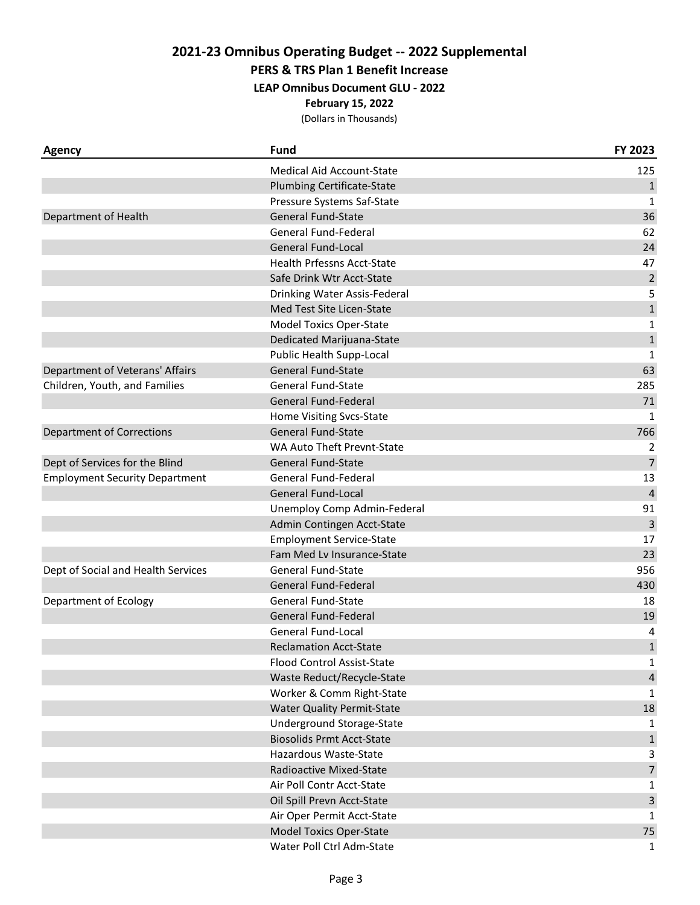# 2021-23 Omnibus Operating Budget -- 2022 Supplemental

## PERS & TRS Plan 1 Benefit Increase

### LEAP Omnibus Document GLU - 2022

**February 15, 2022**

(Dollars in Thousands)

| Agency | Fund | FY 2023 |
|---|---|---|
| | Medical Aid Account-State | 125 |
| | Plumbing Certificate-State | 1 |
| | Pressure Systems Saf-State | 1 |
| Department of Health | General Fund-State | 36 |
| | General Fund-Federal | 62 |
| | General Fund-Local | 24 |
| | Health Prfessns Acct-State | 47 |
| | Safe Drink Wtr Acct-State | 2 |
| | Drinking Water Assis-Federal | 5 |
| | Med Test Site Licen-State | 1 |
| | Model Toxics Oper-State | 1 |
| | Dedicated Marijuana-State | 1 |
| | Public Health Supp-Local | 1 |
| Department of Veterans' Affairs | General Fund-State | 63 |
| Children, Youth, and Families | General Fund-State | 285 |
| | General Fund-Federal | 71 |
| | Home Visiting Svcs-State | 1 |
| Department of Corrections | General Fund-State | 766 |
| | WA Auto Theft Prevnt-State | 2 |
| Dept of Services for the Blind | General Fund-State | 7 |
| Employment Security Department | General Fund-Federal | 13 |
| | General Fund-Local | 4 |
| | Unemploy Comp Admin-Federal | 91 |
| | Admin Contingen Acct-State | 3 |
| | Employment Service-State | 17 |
| | Fam Med Lv Insurance-State | 23 |
| Dept of Social and Health Services | General Fund-State | 956 |
| | General Fund-Federal | 430 |
| Department of Ecology | General Fund-State | 18 |
| | General Fund-Federal | 19 |
| | General Fund-Local | 4 |
| | Reclamation Acct-State | 1 |
| | Flood Control Assist-State | 1 |
| | Waste Reduct/Recycle-State | 4 |
| | Worker & Comm Right-State | 1 |
| | Water Quality Permit-State | 18 |
| | Underground Storage-State | 1 |
| | Biosolids Prmt Acct-State | 1 |
| | Hazardous Waste-State | 3 |
| | Radioactive Mixed-State | 7 |
| | Air Poll Contr Acct-State | 1 |
| | Oil Spill Prevn Acct-State | 3 |
| | Air Oper Permit Acct-State | 1 |
| | Model Toxics Oper-State | 75 |
| | Water Poll Ctrl Adm-State | 1 |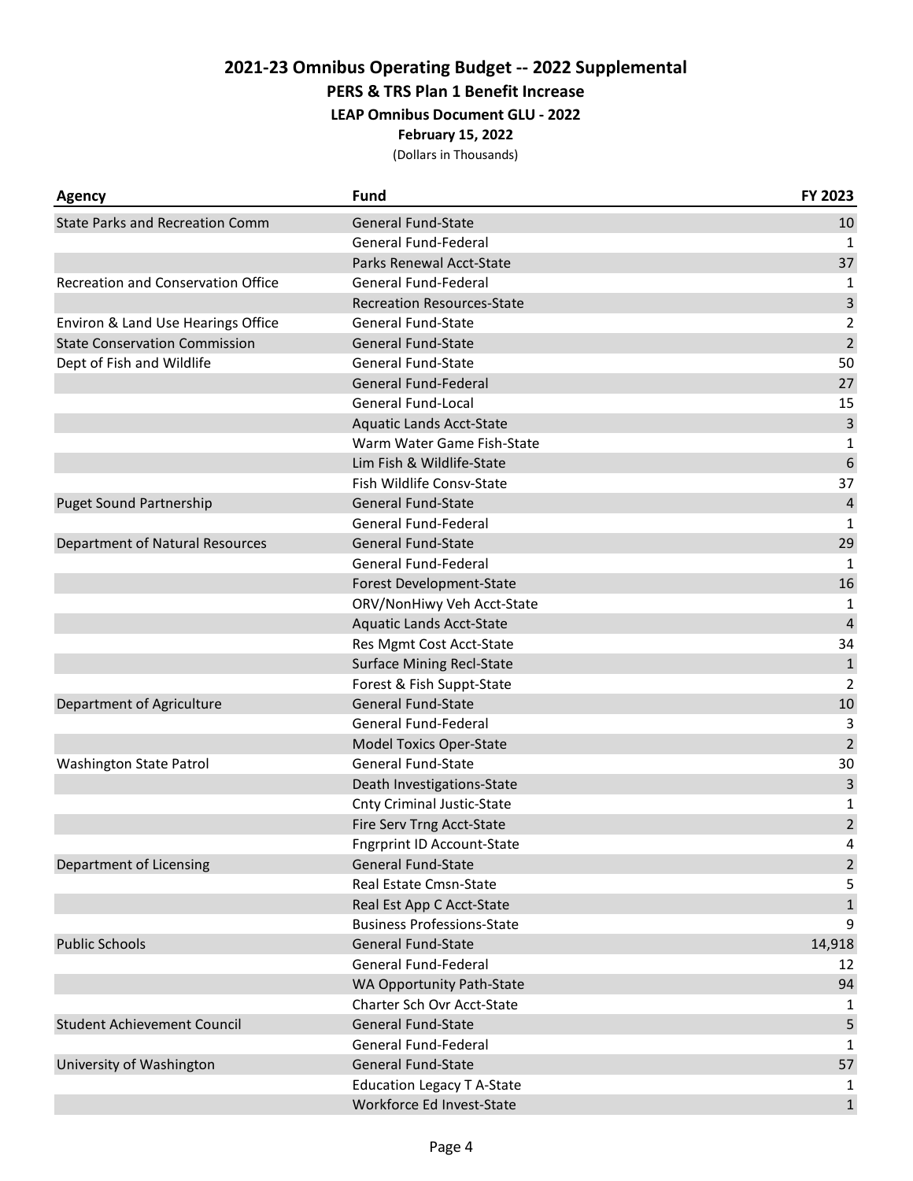# 2021-23 Omnibus Operating Budget -- 2022 Supplemental

## PERS & TRS Plan 1 Benefit Increase

### LEAP Omnibus Document GLU - 2022

**February 15, 2022**

(Dollars in Thousands)

| Agency | Fund | FY 2023 |
|---|---|---|
| State Parks and Recreation Comm | General Fund-State | 10 |
| | General Fund-Federal | 1 |
| | Parks Renewal Acct-State | 37 |
| Recreation and Conservation Office | General Fund-Federal | 1 |
| | Recreation Resources-State | 3 |
| Environ & Land Use Hearings Office | General Fund-State | 2 |
| State Conservation Commission | General Fund-State | 2 |
| Dept of Fish and Wildlife | General Fund-State | 50 |
| | General Fund-Federal | 27 |
| | General Fund-Local | 15 |
| | Aquatic Lands Acct-State | 3 |
| | Warm Water Game Fish-State | 1 |
| | Lim Fish & Wildlife-State | 6 |
| | Fish Wildlife Consv-State | 37 |
| Puget Sound Partnership | General Fund-State | 4 |
| | General Fund-Federal | 1 |
| Department of Natural Resources | General Fund-State | 29 |
| | General Fund-Federal | 1 |
| | Forest Development-State | 16 |
| | ORV/NonHiwy Veh Acct-State | 1 |
| | Aquatic Lands Acct-State | 4 |
| | Res Mgmt Cost Acct-State | 34 |
| | Surface Mining Recl-State | 1 |
| | Forest & Fish Suppt-State | 2 |
| Department of Agriculture | General Fund-State | 10 |
| | General Fund-Federal | 3 |
| | Model Toxics Oper-State | 2 |
| Washington State Patrol | General Fund-State | 30 |
| | Death Investigations-State | 3 |
| | Cnty Criminal Justic-State | 1 |
| | Fire Serv Trng Acct-State | 2 |
| | Fngrprint ID Account-State | 4 |
| Department of Licensing | General Fund-State | 2 |
| | Real Estate Cmsn-State | 5 |
| | Real Est App C Acct-State | 1 |
| | Business Professions-State | 9 |
| Public Schools | General Fund-State | 14,918 |
| | General Fund-Federal | 12 |
| | WA Opportunity Path-State | 94 |
| | Charter Sch Ovr Acct-State | 1 |
| Student Achievement Council | General Fund-State | 5 |
| | General Fund-Federal | 1 |
| University of Washington | General Fund-State | 57 |
| | Education Legacy T A-State | 1 |
| | Workforce Ed Invest-State | 1 |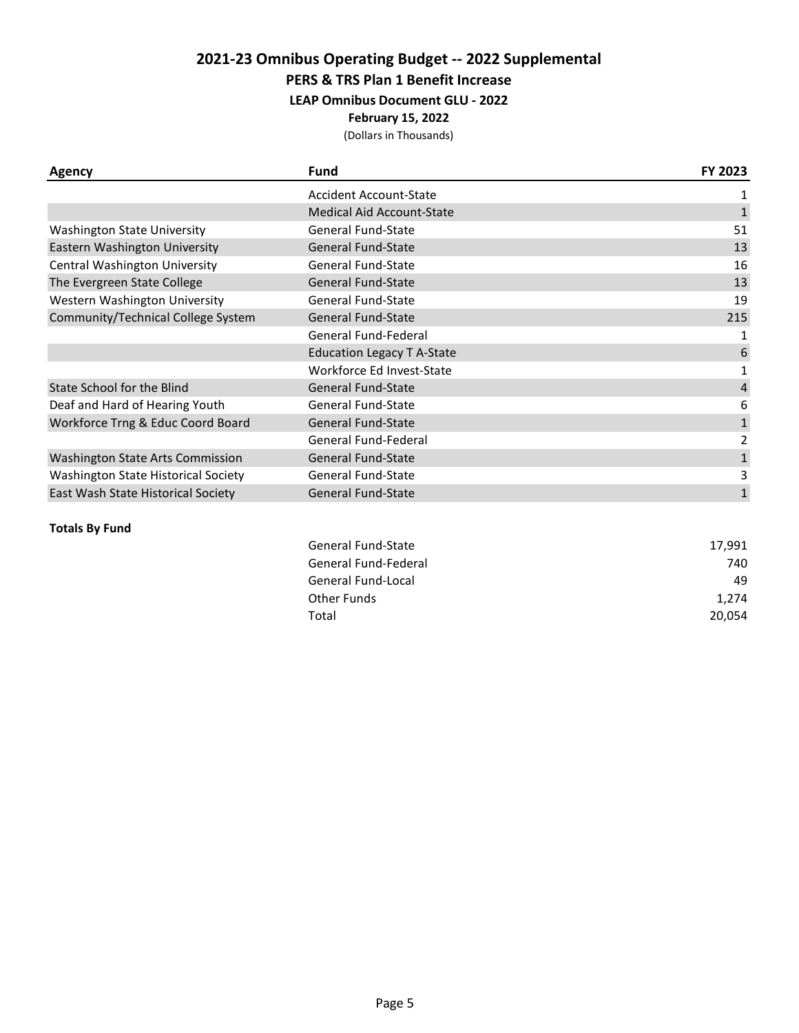## 2021-23 Omnibus Operating Budget -- 2022 Supplemental

### PERS & TRS Plan 1 Benefit Increase

**LEAP Omnibus Document GLU - 2022**

**February 15, 2022**

(Dollars in Thousands)

| Agency | Fund | FY 2023 |
|---|---|---|
| | Accident Account-State | 1 |
| | Medical Aid Account-State | 1 |
| Washington State University | General Fund-State | 51 |
| Eastern Washington University | General Fund-State | 13 |
| Central Washington University | General Fund-State | 16 |
| The Evergreen State College | General Fund-State | 13 |
| Western Washington University | General Fund-State | 19 |
| Community/Technical College System | General Fund-State | 215 |
| | General Fund-Federal | 1 |
| | Education Legacy T A-State | 6 |
| | Workforce Ed Invest-State | 1 |
| State School for the Blind | General Fund-State | 4 |
| Deaf and Hard of Hearing Youth | General Fund-State | 6 |
| Workforce Trng & Educ Coord Board | General Fund-State | 1 |
| | General Fund-Federal | 2 |
| Washington State Arts Commission | General Fund-State | 1 |
| Washington State Historical Society | General Fund-State | 3 |
| East Wash State Historical Society | General Fund-State | 1 |

**Totals By Fund**

| | | |
|---|---|---|
| | General Fund-State | 17,991 |
| | General Fund-Federal | 740 |
| | General Fund-Local | 49 |
| | Other Funds | 1,274 |
| | Total | 20,054 |